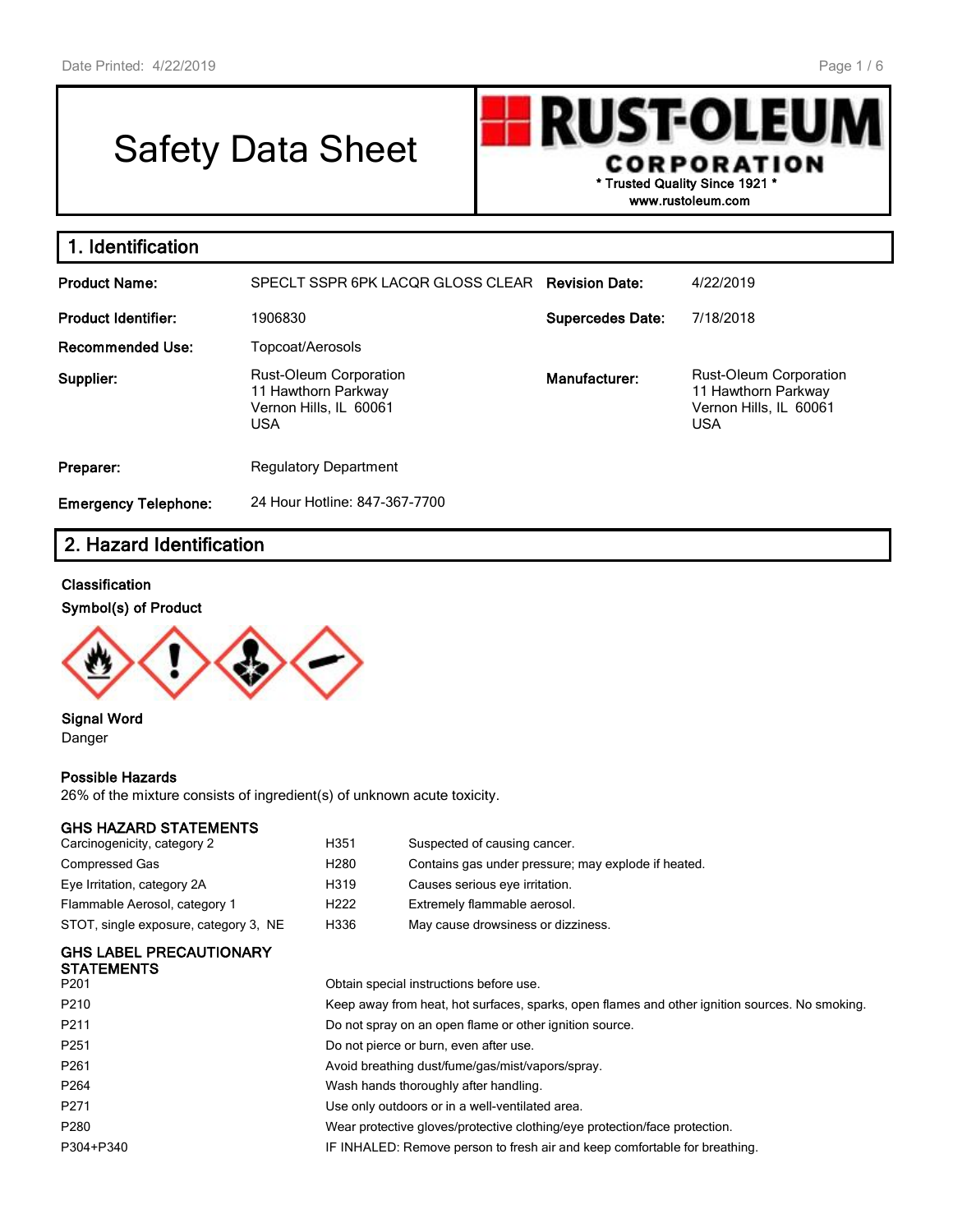# Safety Data Sheet

**RUST-OLEUM CORPORATION**
\* Trusted Quality Since 1921 \*
www.rustoleum.com

## 1. Identification

| | | | |
|---|---|---|---|
| **Product Name:** | SPECLT SSPR 6PK LACQR GLOSS CLEAR | **Revision Date:** | 4/22/2019 |
| **Product Identifier:** | 1906830 | **Supercedes Date:** | 7/18/2018 |
| **Recommended Use:** | Topcoat/Aerosols | | |
| **Supplier:** | Rust-Oleum Corporation<br>11 Hawthorn Parkway<br>Vernon Hills, IL 60061<br>USA | **Manufacturer:** | Rust-Oleum Corporation<br>11 Hawthorn Parkway<br>Vernon Hills, IL 60061<br>USA |
| **Preparer:** | Regulatory Department | | |
| **Emergency Telephone:** | 24 Hour Hotline: 847-367-7700 | | |

## 2. Hazard Identification

**Classification**

**Symbol(s) of Product**

**Signal Word**
Danger

**Possible Hazards**
26% of the mixture consists of ingredient(s) of unknown acute toxicity.

**GHS HAZARD STATEMENTS**

| | | |
|---|---|---|
| Carcinogenicity, category 2 | H351 | Suspected of causing cancer. |
| Compressed Gas | H280 | Contains gas under pressure; may explode if heated. |
| Eye Irritation, category 2A | H319 | Causes serious eye irritation. |
| Flammable Aerosol, category 1 | H222 | Extremely flammable aerosol. |
| STOT, single exposure, category 3, NE | H336 | May cause drowsiness or dizziness. |

**GHS LABEL PRECAUTIONARY STATEMENTS**

| | |
|---|---|
| P201 | Obtain special instructions before use. |
| P210 | Keep away from heat, hot surfaces, sparks, open flames and other ignition sources. No smoking. |
| P211 | Do not spray on an open flame or other ignition source. |
| P251 | Do not pierce or burn, even after use. |
| P261 | Avoid breathing dust/fume/gas/mist/vapors/spray. |
| P264 | Wash hands thoroughly after handling. |
| P271 | Use only outdoors or in a well-ventilated area. |
| P280 | Wear protective gloves/protective clothing/eye protection/face protection. |
| P304+P340 | IF INHALED: Remove person to fresh air and keep comfortable for breathing. |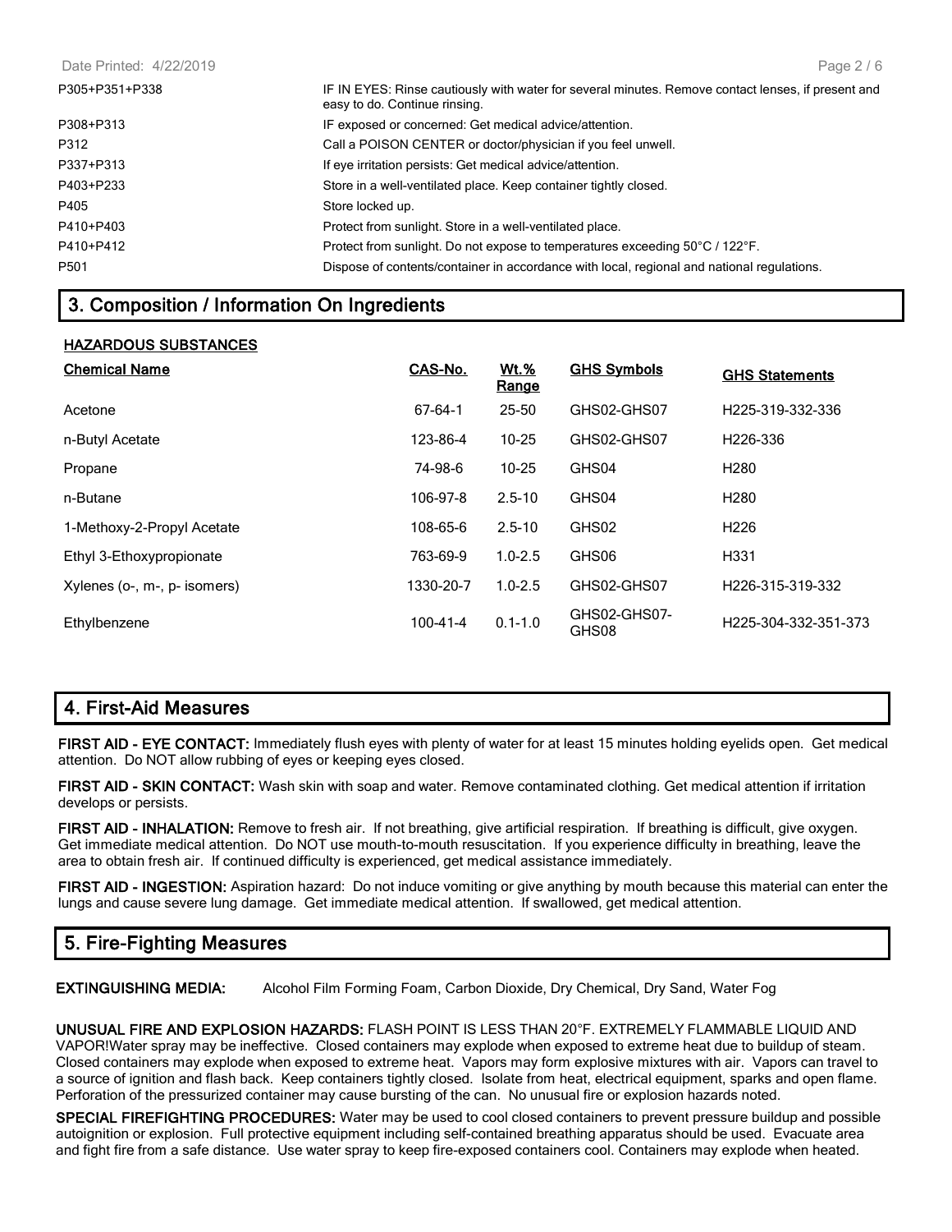| | |
|---|---|
| P305+P351+P338 | IF IN EYES: Rinse cautiously with water for several minutes. Remove contact lenses, if present and easy to do. Continue rinsing. |
| P308+P313 | IF exposed or concerned: Get medical advice/attention. |
| P312 | Call a POISON CENTER or doctor/physician if you feel unwell. |
| P337+P313 | If eye irritation persists: Get medical advice/attention. |
| P403+P233 | Store in a well-ventilated place. Keep container tightly closed. |
| P405 | Store locked up. |
| P410+P403 | Protect from sunlight. Store in a well-ventilated place. |
| P410+P412 | Protect from sunlight. Do not expose to temperatures exceeding 50°C / 122°F. |
| P501 | Dispose of contents/container in accordance with local, regional and national regulations. |

## 3. Composition / Information On Ingredients

**HAZARDOUS SUBSTANCES**

| Chemical Name | CAS-No. | Wt.% Range | GHS Symbols | GHS Statements |
|---|---|---|---|---|
| Acetone | 67-64-1 | 25-50 | GHS02-GHS07 | H225-319-332-336 |
| n-Butyl Acetate | 123-86-4 | 10-25 | GHS02-GHS07 | H226-336 |
| Propane | 74-98-6 | 10-25 | GHS04 | H280 |
| n-Butane | 106-97-8 | 2.5-10 | GHS04 | H280 |
| 1-Methoxy-2-Propyl Acetate | 108-65-6 | 2.5-10 | GHS02 | H226 |
| Ethyl 3-Ethoxypropionate | 763-69-9 | 1.0-2.5 | GHS06 | H331 |
| Xylenes (o-, m-, p- isomers) | 1330-20-7 | 1.0-2.5 | GHS02-GHS07 | H226-315-319-332 |
| Ethylbenzene | 100-41-4 | 0.1-1.0 | GHS02-GHS07-GHS08 | H225-304-332-351-373 |

## 4. First-Aid Measures

**FIRST AID - EYE CONTACT:** Immediately flush eyes with plenty of water for at least 15 minutes holding eyelids open. Get medical attention. Do NOT allow rubbing of eyes or keeping eyes closed.

**FIRST AID - SKIN CONTACT:** Wash skin with soap and water. Remove contaminated clothing. Get medical attention if irritation develops or persists.

**FIRST AID - INHALATION:** Remove to fresh air. If not breathing, give artificial respiration. If breathing is difficult, give oxygen. Get immediate medical attention. Do NOT use mouth-to-mouth resuscitation. If you experience difficulty in breathing, leave the area to obtain fresh air. If continued difficulty is experienced, get medical assistance immediately.

**FIRST AID - INGESTION:** Aspiration hazard: Do not induce vomiting or give anything by mouth because this material can enter the lungs and cause severe lung damage. Get immediate medical attention. If swallowed, get medical attention.

## 5. Fire-Fighting Measures

**EXTINGUISHING MEDIA:** Alcohol Film Forming Foam, Carbon Dioxide, Dry Chemical, Dry Sand, Water Fog

**UNUSUAL FIRE AND EXPLOSION HAZARDS:** FLASH POINT IS LESS THAN 20°F. EXTREMELY FLAMMABLE LIQUID AND VAPOR!Water spray may be ineffective. Closed containers may explode when exposed to extreme heat due to buildup of steam. Closed containers may explode when exposed to extreme heat. Vapors may form explosive mixtures with air. Vapors can travel to a source of ignition and flash back. Keep containers tightly closed. Isolate from heat, electrical equipment, sparks and open flame. Perforation of the pressurized container may cause bursting of the can. No unusual fire or explosion hazards noted.

**SPECIAL FIREFIGHTING PROCEDURES:** Water may be used to cool closed containers to prevent pressure buildup and possible autoignition or explosion. Full protective equipment including self-contained breathing apparatus should be used. Evacuate area and fight fire from a safe distance. Use water spray to keep fire-exposed containers cool. Containers may explode when heated.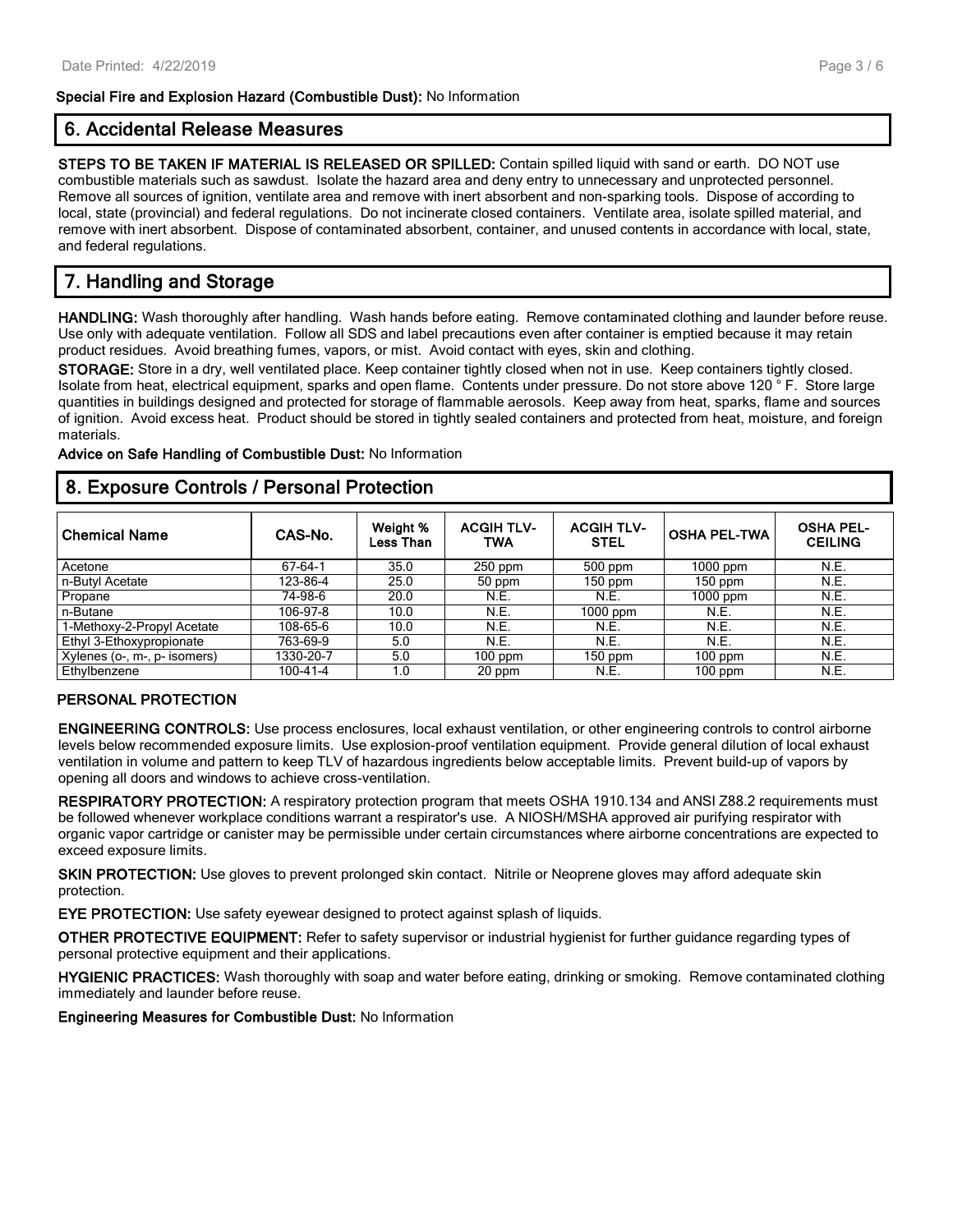**Special Fire and Explosion Hazard (Combustible Dust):** No Information

## 6. Accidental Release Measures

**STEPS TO BE TAKEN IF MATERIAL IS RELEASED OR SPILLED:** Contain spilled liquid with sand or earth. DO NOT use combustible materials such as sawdust. Isolate the hazard area and deny entry to unnecessary and unprotected personnel. Remove all sources of ignition, ventilate area and remove with inert absorbent and non-sparking tools. Dispose of according to local, state (provincial) and federal regulations. Do not incinerate closed containers. Ventilate area, isolate spilled material, and remove with inert absorbent. Dispose of contaminated absorbent, container, and unused contents in accordance with local, state, and federal regulations.

## 7. Handling and Storage

**HANDLING:** Wash thoroughly after handling. Wash hands before eating. Remove contaminated clothing and launder before reuse. Use only with adequate ventilation. Follow all SDS and label precautions even after container is emptied because it may retain product residues. Avoid breathing fumes, vapors, or mist. Avoid contact with eyes, skin and clothing.

**STORAGE:** Store in a dry, well ventilated place. Keep container tightly closed when not in use. Keep containers tightly closed. Isolate from heat, electrical equipment, sparks and open flame. Contents under pressure. Do not store above 120 ° F. Store large quantities in buildings designed and protected for storage of flammable aerosols. Keep away from heat, sparks, flame and sources of ignition. Avoid excess heat. Product should be stored in tightly sealed containers and protected from heat, moisture, and foreign materials.

**Advice on Safe Handling of Combustible Dust:** No Information

## 8. Exposure Controls / Personal Protection

| Chemical Name | CAS-No. | Weight % Less Than | ACGIH TLV-TWA | ACGIH TLV-STEL | OSHA PEL-TWA | OSHA PEL-CEILING |
|---|---|---|---|---|---|---|
| Acetone | 67-64-1 | 35.0 | 250 ppm | 500 ppm | 1000 ppm | N.E. |
| n-Butyl Acetate | 123-86-4 | 25.0 | 50 ppm | 150 ppm | 150 ppm | N.E. |
| Propane | 74-98-6 | 20.0 | N.E. | N.E. | 1000 ppm | N.E. |
| n-Butane | 106-97-8 | 10.0 | N.E. | 1000 ppm | N.E. | N.E. |
| 1-Methoxy-2-Propyl Acetate | 108-65-6 | 10.0 | N.E. | N.E. | N.E. | N.E. |
| Ethyl 3-Ethoxypropionate | 763-69-9 | 5.0 | N.E. | N.E. | N.E. | N.E. |
| Xylenes (o-, m-, p- isomers) | 1330-20-7 | 5.0 | 100 ppm | 150 ppm | 100 ppm | N.E. |
| Ethylbenzene | 100-41-4 | 1.0 | 20 ppm | N.E. | 100 ppm | N.E. |

### PERSONAL PROTECTION

**ENGINEERING CONTROLS:** Use process enclosures, local exhaust ventilation, or other engineering controls to control airborne levels below recommended exposure limits. Use explosion-proof ventilation equipment. Provide general dilution of local exhaust ventilation in volume and pattern to keep TLV of hazardous ingredients below acceptable limits. Prevent build-up of vapors by opening all doors and windows to achieve cross-ventilation.

**RESPIRATORY PROTECTION:** A respiratory protection program that meets OSHA 1910.134 and ANSI Z88.2 requirements must be followed whenever workplace conditions warrant a respirator's use. A NIOSH/MSHA approved air purifying respirator with organic vapor cartridge or canister may be permissible under certain circumstances where airborne concentrations are expected to exceed exposure limits.

**SKIN PROTECTION:** Use gloves to prevent prolonged skin contact. Nitrile or Neoprene gloves may afford adequate skin protection.

**EYE PROTECTION:** Use safety eyewear designed to protect against splash of liquids.

**OTHER PROTECTIVE EQUIPMENT:** Refer to safety supervisor or industrial hygienist for further guidance regarding types of personal protective equipment and their applications.

**HYGIENIC PRACTICES:** Wash thoroughly with soap and water before eating, drinking or smoking. Remove contaminated clothing immediately and launder before reuse.

**Engineering Measures for Combustible Dust:** No Information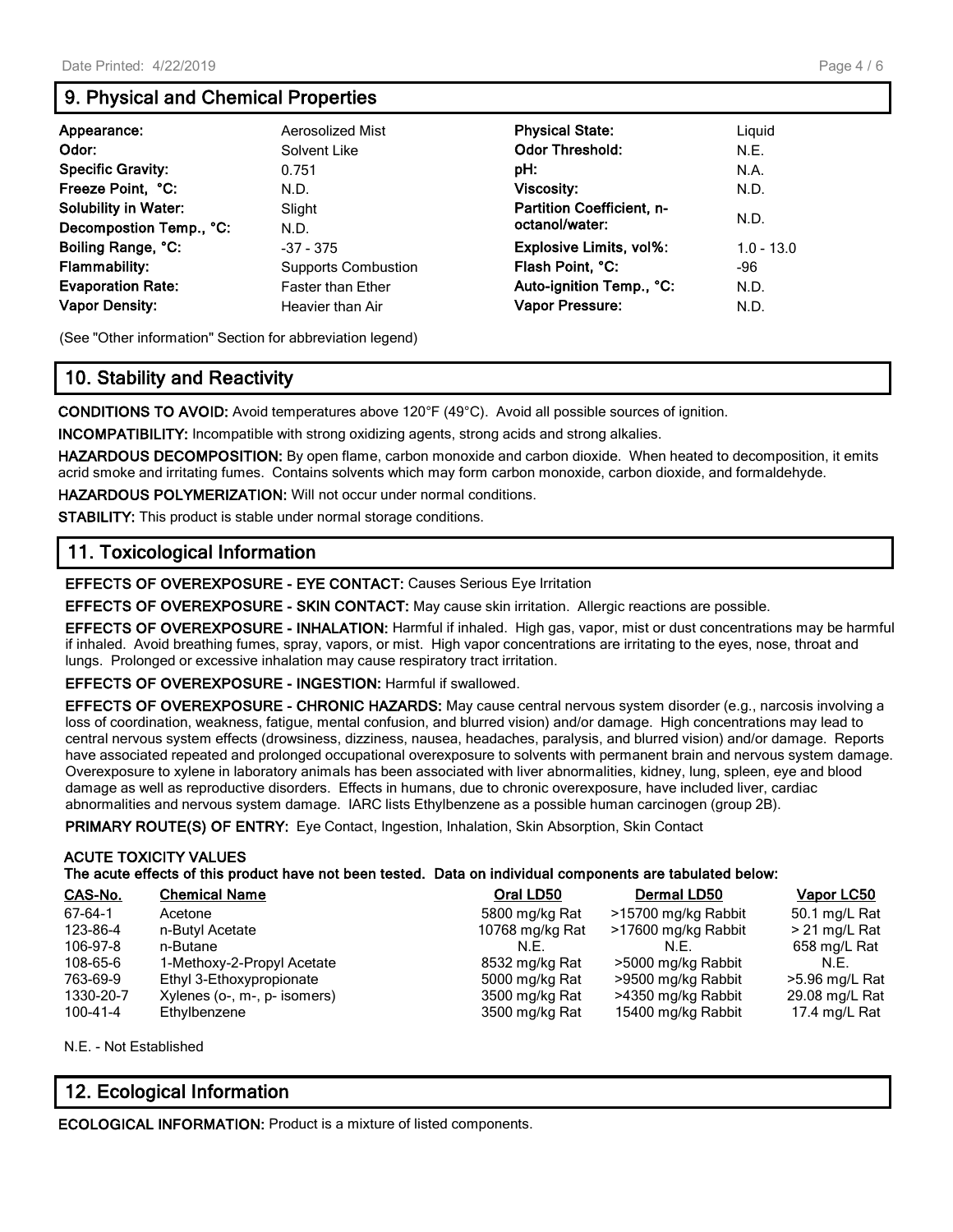## 9. Physical and Chemical Properties

| | | | |
|---|---|---|---|
| **Appearance:** | Aerosolized Mist | **Physical State:** | Liquid |
| **Odor:** | Solvent Like | **Odor Threshold:** | N.E. |
| **Specific Gravity:** | 0.751 | **pH:** | N.A. |
| **Freeze Point, °C:** | N.D. | **Viscosity:** | N.D. |
| **Solubility in Water:** | Slight | **Partition Coefficient, n-octanol/water:** | N.D. |
| **Decompostion Temp., °C:** | N.D. | | |
| **Boiling Range, °C:** | -37 - 375 | **Explosive Limits, vol%:** | 1.0 - 13.0 |
| **Flammability:** | Supports Combustion | **Flash Point, °C:** | -96 |
| **Evaporation Rate:** | Faster than Ether | **Auto-ignition Temp., °C:** | N.D. |
| **Vapor Density:** | Heavier than Air | **Vapor Pressure:** | N.D. |

(See "Other information" Section for abbreviation legend)

## 10. Stability and Reactivity

**CONDITIONS TO AVOID:** Avoid temperatures above 120°F (49°C). Avoid all possible sources of ignition.

**INCOMPATIBILITY:** Incompatible with strong oxidizing agents, strong acids and strong alkalies.

**HAZARDOUS DECOMPOSITION:** By open flame, carbon monoxide and carbon dioxide. When heated to decomposition, it emits acrid smoke and irritating fumes. Contains solvents which may form carbon monoxide, carbon dioxide, and formaldehyde.

**HAZARDOUS POLYMERIZATION:** Will not occur under normal conditions.

**STABILITY:** This product is stable under normal storage conditions.

## 11. Toxicological Information

**EFFECTS OF OVEREXPOSURE - EYE CONTACT:** Causes Serious Eye Irritation

**EFFECTS OF OVEREXPOSURE - SKIN CONTACT:** May cause skin irritation. Allergic reactions are possible.

**EFFECTS OF OVEREXPOSURE - INHALATION:** Harmful if inhaled. High gas, vapor, mist or dust concentrations may be harmful if inhaled. Avoid breathing fumes, spray, vapors, or mist. High vapor concentrations are irritating to the eyes, nose, throat and lungs. Prolonged or excessive inhalation may cause respiratory tract irritation.

**EFFECTS OF OVEREXPOSURE - INGESTION:** Harmful if swallowed.

**EFFECTS OF OVEREXPOSURE - CHRONIC HAZARDS:** May cause central nervous system disorder (e.g., narcosis involving a loss of coordination, weakness, fatigue, mental confusion, and blurred vision) and/or damage. High concentrations may lead to central nervous system effects (drowsiness, dizziness, nausea, headaches, paralysis, and blurred vision) and/or damage. Reports have associated repeated and prolonged occupational overexposure to solvents with permanent brain and nervous system damage. Overexposure to xylene in laboratory animals has been associated with liver abnormalities, kidney, lung, spleen, eye and blood damage as well as reproductive disorders. Effects in humans, due to chronic overexposure, have included liver, cardiac abnormalities and nervous system damage. IARC lists Ethylbenzene as a possible human carcinogen (group 2B).

**PRIMARY ROUTE(S) OF ENTRY:** Eye Contact, Ingestion, Inhalation, Skin Absorption, Skin Contact

**ACUTE TOXICITY VALUES**

**The acute effects of this product have not been tested. Data on individual components are tabulated below:**

| CAS-No. | Chemical Name | Oral LD50 | Dermal LD50 | Vapor LC50 |
|---|---|---|---|---|
| 67-64-1 | Acetone | 5800 mg/kg Rat | >15700 mg/kg Rabbit | 50.1 mg/L Rat |
| 123-86-4 | n-Butyl Acetate | 10768 mg/kg Rat | >17600 mg/kg Rabbit | > 21 mg/L Rat |
| 106-97-8 | n-Butane | N.E. | N.E. | 658 mg/L Rat |
| 108-65-6 | 1-Methoxy-2-Propyl Acetate | 8532 mg/kg Rat | >5000 mg/kg Rabbit | N.E. |
| 763-69-9 | Ethyl 3-Ethoxypropionate | 5000 mg/kg Rat | >9500 mg/kg Rabbit | >5.96 mg/L Rat |
| 1330-20-7 | Xylenes (o-, m-, p- isomers) | 3500 mg/kg Rat | >4350 mg/kg Rabbit | 29.08 mg/L Rat |
| 100-41-4 | Ethylbenzene | 3500 mg/kg Rat | 15400 mg/kg Rabbit | 17.4 mg/L Rat |

N.E. - Not Established

## 12. Ecological Information

**ECOLOGICAL INFORMATION:** Product is a mixture of listed components.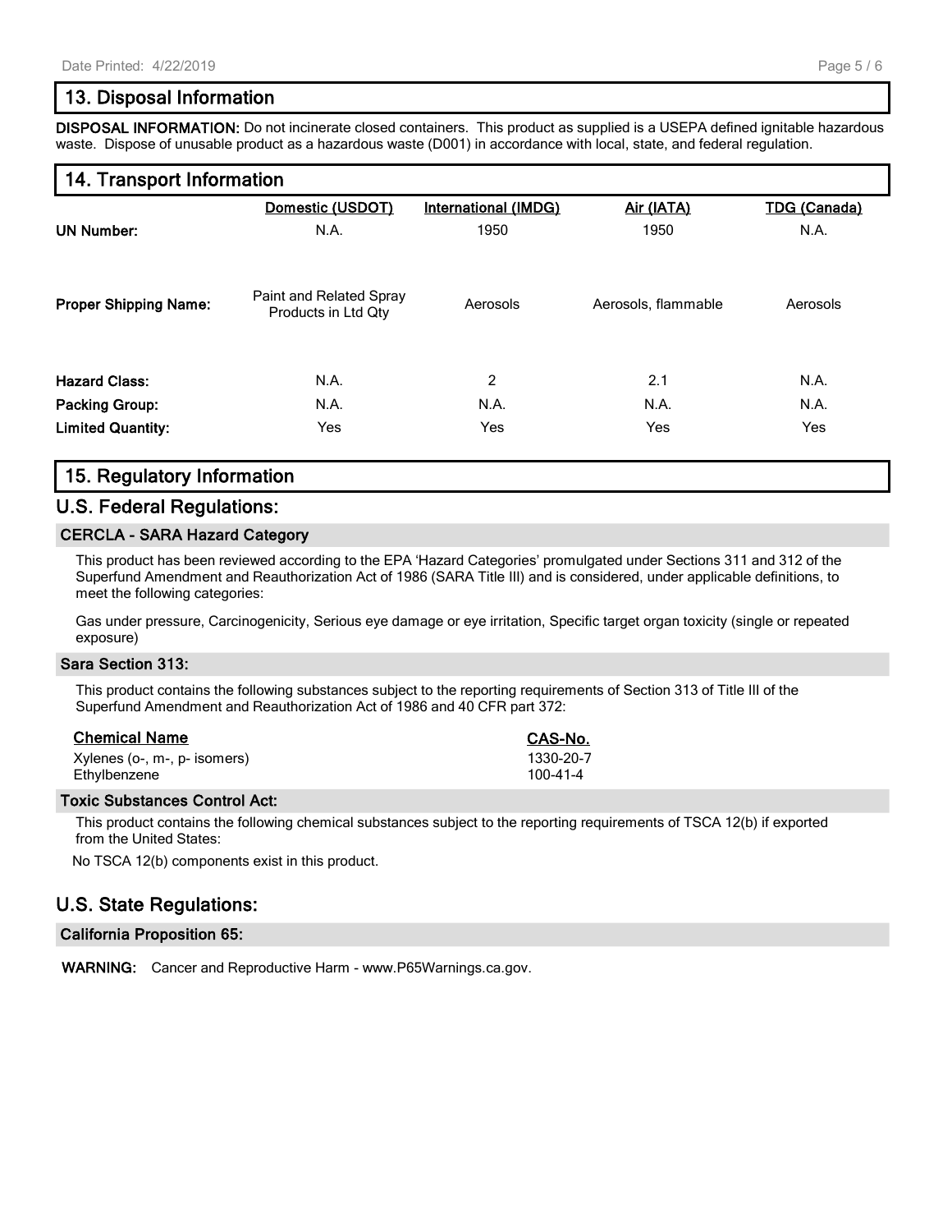## 13. Disposal Information

**DISPOSAL INFORMATION:** Do not incinerate closed containers. This product as supplied is a USEPA defined ignitable hazardous waste. Dispose of unusable product as a hazardous waste (D001) in accordance with local, state, and federal regulation.

## 14. Transport Information

| | Domestic (USDOT) | International (IMDG) | Air (IATA) | TDG (Canada) |
|---|---|---|---|---|
| **UN Number:** | N.A. | 1950 | 1950 | N.A. |
| **Proper Shipping Name:** | Paint and Related Spray Products in Ltd Qty | Aerosols | Aerosols, flammable | Aerosols |
| **Hazard Class:** | N.A. | 2 | 2.1 | N.A. |
| **Packing Group:** | N.A. | N.A. | N.A. | N.A. |
| **Limited Quantity:** | Yes | Yes | Yes | Yes |

## 15. Regulatory Information

## U.S. Federal Regulations:

### CERCLA - SARA Hazard Category

This product has been reviewed according to the EPA 'Hazard Categories' promulgated under Sections 311 and 312 of the Superfund Amendment and Reauthorization Act of 1986 (SARA Title III) and is considered, under applicable definitions, to meet the following categories:

Gas under pressure, Carcinogenicity, Serious eye damage or eye irritation, Specific target organ toxicity (single or repeated exposure)

### Sara Section 313:

This product contains the following substances subject to the reporting requirements of Section 313 of Title III of the Superfund Amendment and Reauthorization Act of 1986 and 40 CFR part 372:

| Chemical Name | CAS-No. |
|---|---|
| Xylenes (o-, m-, p- isomers) | 1330-20-7 |
| Ethylbenzene | 100-41-4 |

### Toxic Substances Control Act:

This product contains the following chemical substances subject to the reporting requirements of TSCA 12(b) if exported from the United States:

No TSCA 12(b) components exist in this product.

## U.S. State Regulations:

### California Proposition 65:

**WARNING:** Cancer and Reproductive Harm - www.P65Warnings.ca.gov.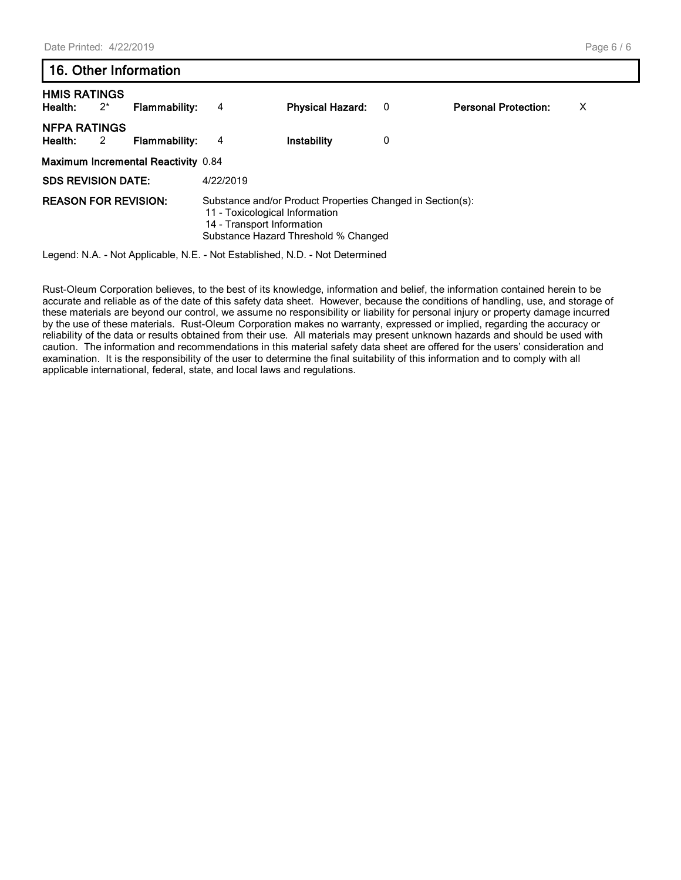## 16. Other Information

**HMIS RATINGS**

| | | | | | | | |
|---|---|---|---|---|---|---|---|
| **Health:** | 2* | **Flammability:** | 4 | **Physical Hazard:** | 0 | **Personal Protection:** | X |

**NFPA RATINGS**

| | | | | | |
|---|---|---|---|---|---|
| **Health:** | 2 | **Flammability:** | 4 | **Instability** | 0 |

**Maximum Incremental Reactivity** 0.84

**SDS REVISION DATE:** 4/22/2019

**REASON FOR REVISION:** Substance and/or Product Properties Changed in Section(s):
11 - Toxicological Information
14 - Transport Information
Substance Hazard Threshold % Changed

Legend: N.A. - Not Applicable, N.E. - Not Established, N.D. - Not Determined

Rust-Oleum Corporation believes, to the best of its knowledge, information and belief, the information contained herein to be accurate and reliable as of the date of this safety data sheet. However, because the conditions of handling, use, and storage of these materials are beyond our control, we assume no responsibility or liability for personal injury or property damage incurred by the use of these materials. Rust-Oleum Corporation makes no warranty, expressed or implied, regarding the accuracy or reliability of the data or results obtained from their use. All materials may present unknown hazards and should be used with caution. The information and recommendations in this material safety data sheet are offered for the users' consideration and examination. It is the responsibility of the user to determine the final suitability of this information and to comply with all applicable international, federal, state, and local laws and regulations.